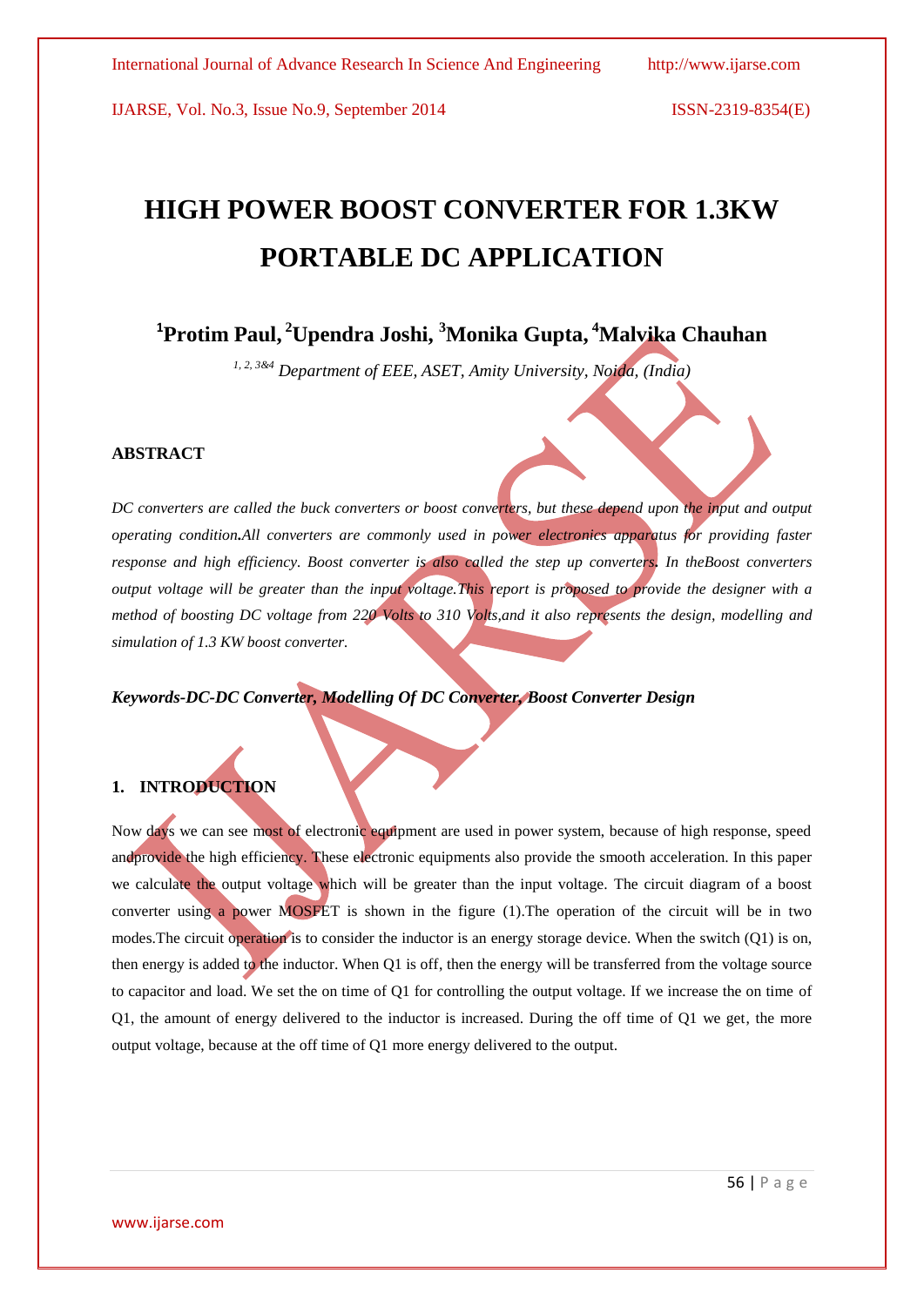# HIGH POWER BOOST CONVERTER FOR 1.3KW PORTABLE DC APPLICATION

**[1]Protim Paul, [2]Upendra Joshi, [3]Monika Gupta, [4]Malvika Chauhan**

*[1, 2, 3&4] Department of EEE, ASET, Amity University, Noida, (India)*

## ABSTRACT

*DC converters are called the buck converters or boost converters, but these depend upon the input and output operating condition.All converters are commonly used in power electronics apparatus for providing faster response and high efficiency. Boost converter is also called the step up converters. In theBoost converters output voltage will be greater than the input voltage.This report is proposed to provide the designer with a method of boosting DC voltage from 220 Volts to 310 Volts,and it also represents the design, modelling and simulation of 1.3 KW boost converter.*

***Keywords-DC-DC Converter, Modelling Of DC Converter, Boost Converter Design***

## 1. INTRODUCTION

Now days we can see most of electronic equipment are used in power system, because of high response, speed andprovide the high efficiency. These electronic equipments also provide the smooth acceleration. In this paper we calculate the output voltage which will be greater than the input voltage. The circuit diagram of a boost converter using a power MOSFET is shown in the figure (1).The operation of the circuit will be in two modes.The circuit operation is to consider the inductor is an energy storage device. When the switch (Q1) is on, then energy is added to the inductor. When Q1 is off, then the energy will be transferred from the voltage source to capacitor and load. We set the on time of Q1 for controlling the output voltage. If we increase the on time of Q1, the amount of energy delivered to the inductor is increased. During the off time of Q1 we get, the more output voltage, because at the off time of Q1 more energy delivered to the output.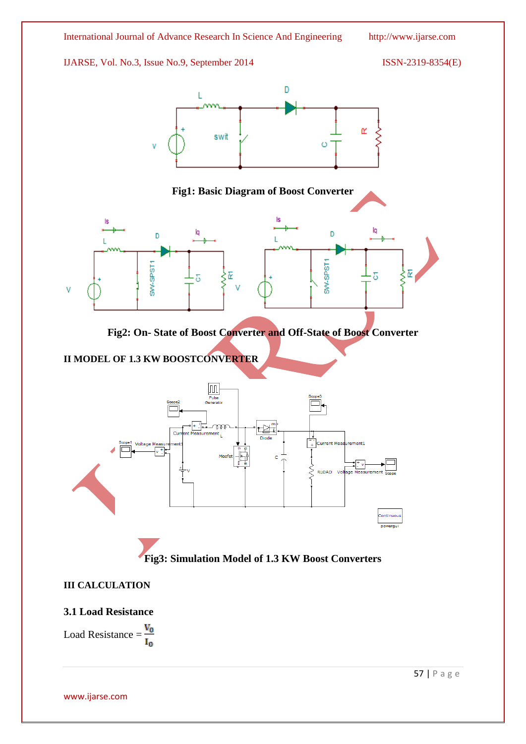Fig1: Basic Diagram of Boost Converter

Fig2: On- State of Boost Converter and Off-State of Boost Converter

## II MODEL OF 1.3 KW BOOSTCONVERTER

Fig3: Simulation Model of 1.3 KW Boost Converters

## III CALCULATION

### 3.1 Load Resistance

Load Resistance = $\frac{V_0}{I_0}$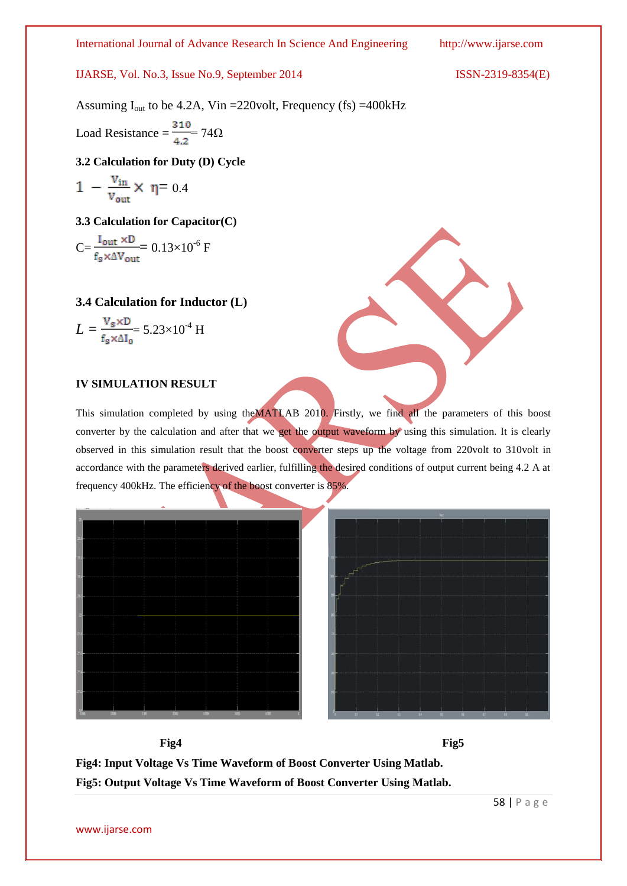Assuming $I_{out}$ to be 4.2A, Vin =220volt, Frequency (fs) =400kHz

Load Resistance = $\frac{310}{4.2}$ = 74Ω

### 3.2 Calculation for Duty (D) Cycle

$$1 - \frac{V_{in}}{V_{out}} \times \eta = 0.4$$

### 3.3 Calculation for Capacitor(C)

$$C = \frac{I_{out} \times D}{f_s \times \Delta V_{out}} = 0.13 \times 10^{-6} \text{ F}$$

### 3.4 Calculation for Inductor (L)

$$L = \frac{V_s \times D}{f_s \times \Delta I_0} = 5.23 \times 10^{-4} \text{ H}$$

## IV SIMULATION RESULT

This simulation completed by using theMATLAB 2010. Firstly, we find all the parameters of this boost converter by the calculation and after that we get the output waveform by using this simulation. It is clearly observed in this simulation result that the boost converter steps up the voltage from 220volt to 310volt in accordance with the parameters derived earlier, fulfilling the desired conditions of output current being 4.2 A at frequency 400kHz. The efficiency of the boost converter is 85%.

**Fig4** **Fig5**

**Fig4: Input Voltage Vs Time Waveform of Boost Converter Using Matlab.**

**Fig5: Output Voltage Vs Time Waveform of Boost Converter Using Matlab.**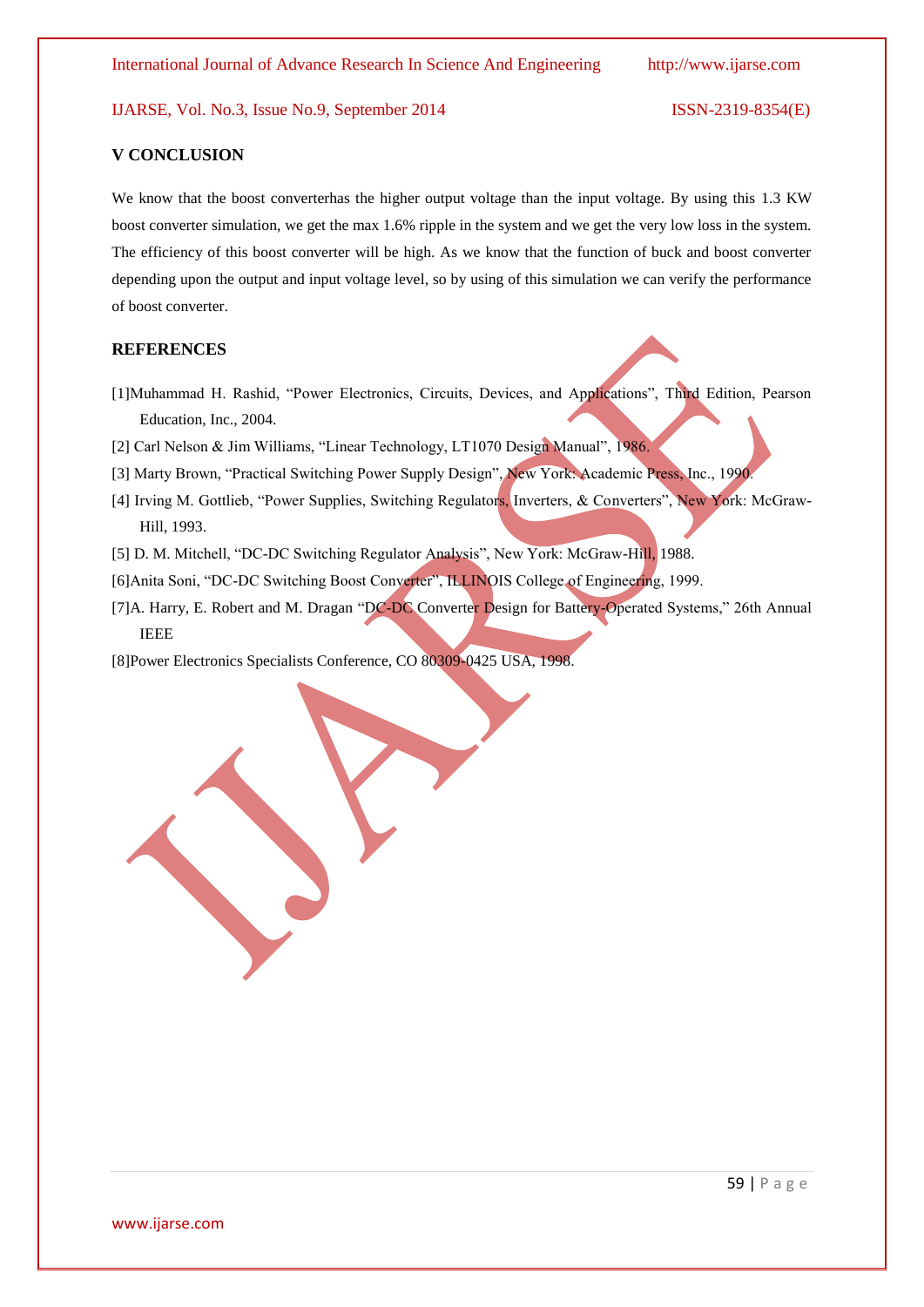## V CONCLUSION

We know that the boost converterhas the higher output voltage than the input voltage. By using this 1.3 KW boost converter simulation, we get the max 1.6% ripple in the system and we get the very low loss in the system. The efficiency of this boost converter will be high. As we know that the function of buck and boost converter depending upon the output and input voltage level, so by using of this simulation we can verify the performance of boost converter.

## REFERENCES

[1]Muhammad H. Rashid, "Power Electronics, Circuits, Devices, and Applications", Third Edition, Pearson Education, Inc., 2004.

[2] Carl Nelson & Jim Williams, "Linear Technology, LT1070 Design Manual", 1986.

[3] Marty Brown, "Practical Switching Power Supply Design", New York: Academic Press, Inc., 1990.

[4] Irving M. Gottlieb, "Power Supplies, Switching Regulators, Inverters, & Converters", New York: McGraw-Hill, 1993.

[5] D. M. Mitchell, "DC-DC Switching Regulator Analysis", New York: McGraw-Hill, 1988.

[6]Anita Soni, "DC-DC Switching Boost Converter", ILLINOIS College of Engineering, 1999.

[7]A. Harry, E. Robert and M. Dragan "DC-DC Converter Design for Battery-Operated Systems," 26th Annual IEEE

[8]Power Electronics Specialists Conference, CO 80309-0425 USA, 1998.